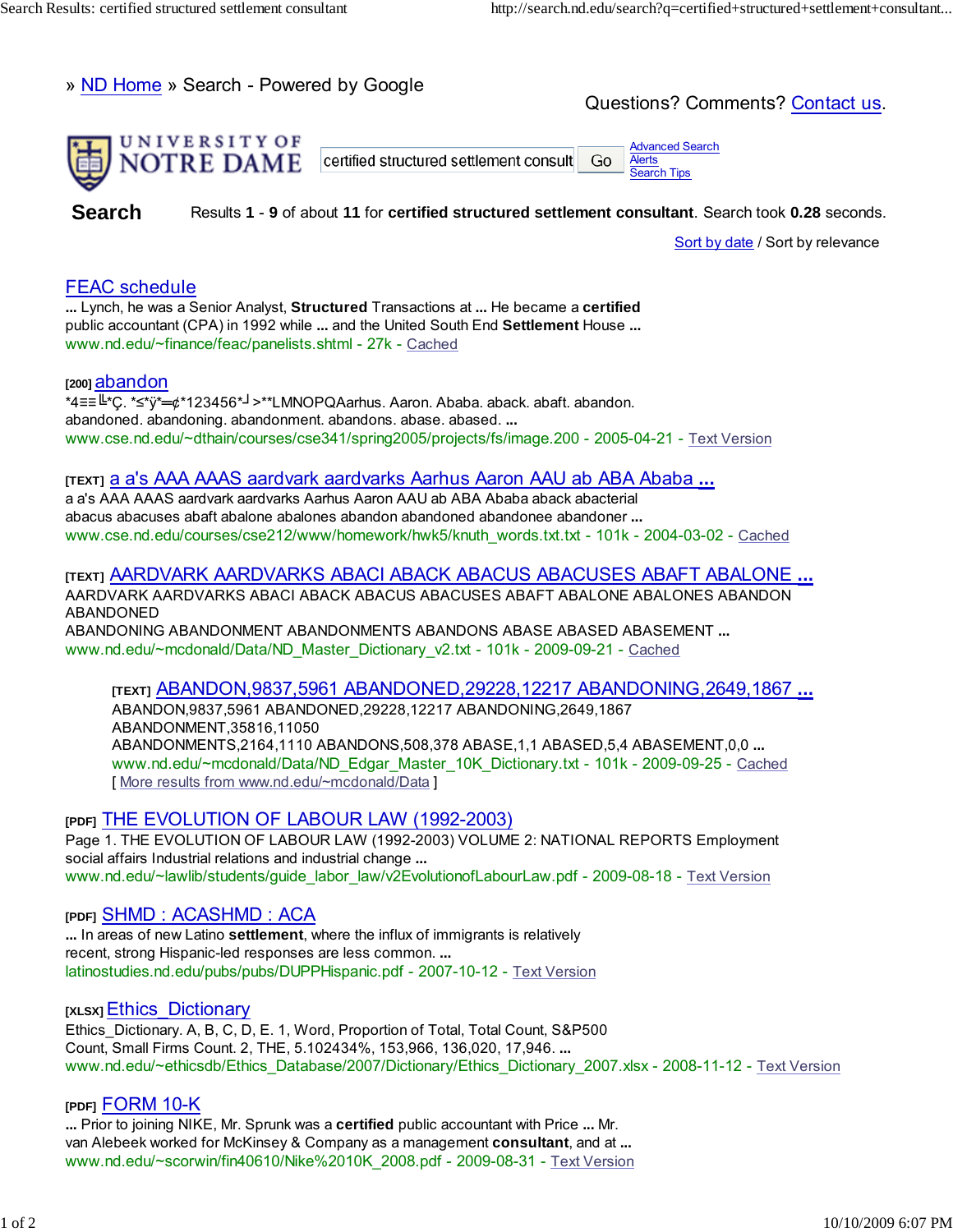» ND Home » Search - Powered by Google

Questions? Comments? Contact us.

UNIVERSITY OF NOTRE DAME

certified structured settlement consult | Go

Advanced Search
Alerts
Search Tips

**Search**

Results **1** - **9** of about **11** for **certified structured settlement consultant**. Search took **0.28** seconds.

Sort by date / Sort by relevance

FEAC schedule
... Lynch, he was a Senior Analyst, **Structured** Transactions at ... He became a **certified** public accountant (CPA) in 1992 while ... and the United South End **Settlement** House ...
www.nd.edu/~finance/feac/panelists.shtml - 27k - Cached

[200] abandon
*4≡≡╚*Ç. *≤*ÿ*═¢*123456*┘>**LMNOPQAarhus. Aaron. Ababa. aback. abaft. abandon. abandoned. abandoning. abandonment. abandons. abase. abased. ...
www.cse.nd.edu/~dthain/courses/cse341/spring2005/projects/fs/image.200 - 2005-04-21 - Text Version

[TEXT] a a's AAA AAAS aardvark aardvarks Aarhus Aaron AAU ab ABA Ababa ...
a a's AAA AAAS aardvark aardvarks Aarhus Aaron AAU ab ABA Ababa aback abacterial abacus abacuses abaft abalone abalones abandon abandoned abandonee abandoner ...
www.cse.nd.edu/courses/cse212/www/homework/hwk5/knuth_words.txt.txt - 101k - 2004-03-02 - Cached

[TEXT] AARDVARK AARDVARKS ABACI ABACK ABACUS ABACUSES ABAFT ABALONE ...
AARDVARK AARDVARKS ABACI ABACK ABACUS ABACUSES ABAFT ABALONE ABALONES ABANDON ABANDONED
ABANDONING ABANDONMENT ABANDONMENTS ABANDONS ABASE ABASED ABASEMENT ...
www.nd.edu/~mcdonald/Data/ND_Master_Dictionary_v2.txt - 101k - 2009-09-21 - Cached

> [TEXT] ABANDON,9837,5961 ABANDONED,29228,12217 ABANDONING,2649,1867 ...
> ABANDON,9837,5961 ABANDONED,29228,12217 ABANDONING,2649,1867
> ABANDONMENT,35816,11050
> ABANDONMENTS,2164,1110 ABANDONS,508,378 ABASE,1,1 ABASED,5,4 ABASEMENT,0,0 ...
> www.nd.edu/~mcdonald/Data/ND_Edgar_Master_10K_Dictionary.txt - 101k - 2009-09-25 - Cached
> [ More results from www.nd.edu/~mcdonald/Data ]

[PDF] THE EVOLUTION OF LABOUR LAW (1992-2003)
Page 1. THE EVOLUTION OF LABOUR LAW (1992-2003) VOLUME 2: NATIONAL REPORTS Employment social affairs Industrial relations and industrial change ...
www.nd.edu/~lawlib/students/guide_labor_law/v2EvolutionofLabourLaw.pdf - 2009-08-18 - Text Version

[PDF] SHMD : ACASHMD : ACA
... In areas of new Latino **settlement**, where the influx of immigrants is relatively recent, strong Hispanic-led responses are less common. ...
latinostudies.nd.edu/pubs/pubs/DUPPHispanic.pdf - 2007-10-12 - Text Version

[XLSX] Ethics_Dictionary
Ethics_Dictionary. A, B, C, D, E. 1, Word, Proportion of Total, Total Count, S&P500 Count, Small Firms Count. 2, THE, 5.102434%, 153,966, 136,020, 17,946. ...
www.nd.edu/~ethicsdb/Ethics_Database/2007/Dictionary/Ethics_Dictionary_2007.xlsx - 2008-11-12 - Text Version

[PDF] FORM 10-K
... Prior to joining NIKE, Mr. Sprunk was a **certified** public accountant with Price ... Mr. van Alebeek worked for McKinsey & Company as a management **consultant**, and at ...
www.nd.edu/~scorwin/fin40610/Nike%2010K_2008.pdf - 2009-08-31 - Text Version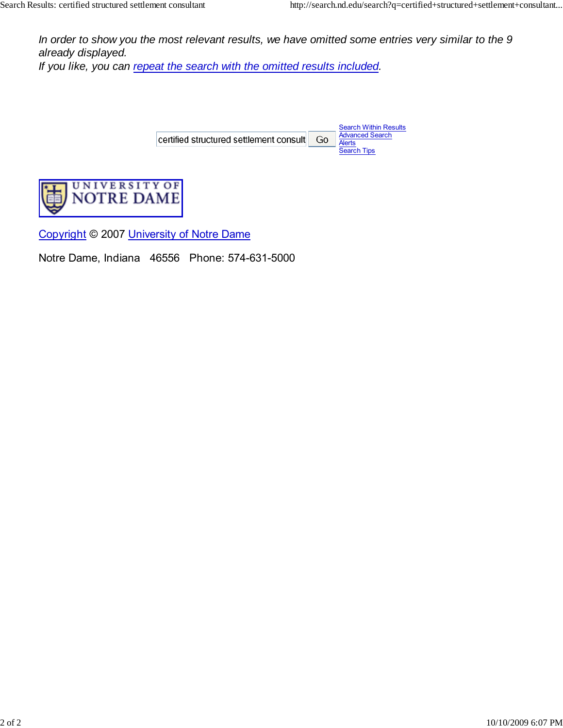*In order to show you the most relevant results, we have omitted some entries very similar to the 9 already displayed.*
*If you like, you can repeat the search with the omitted results included.*

certified structured settlement consult Go

Search Within Results
Advanced Search
Alerts
Search Tips

UNIVERSITY OF NOTRE DAME

Copyright © 2007 University of Notre Dame

Notre Dame, Indiana 46556 Phone: 574-631-5000